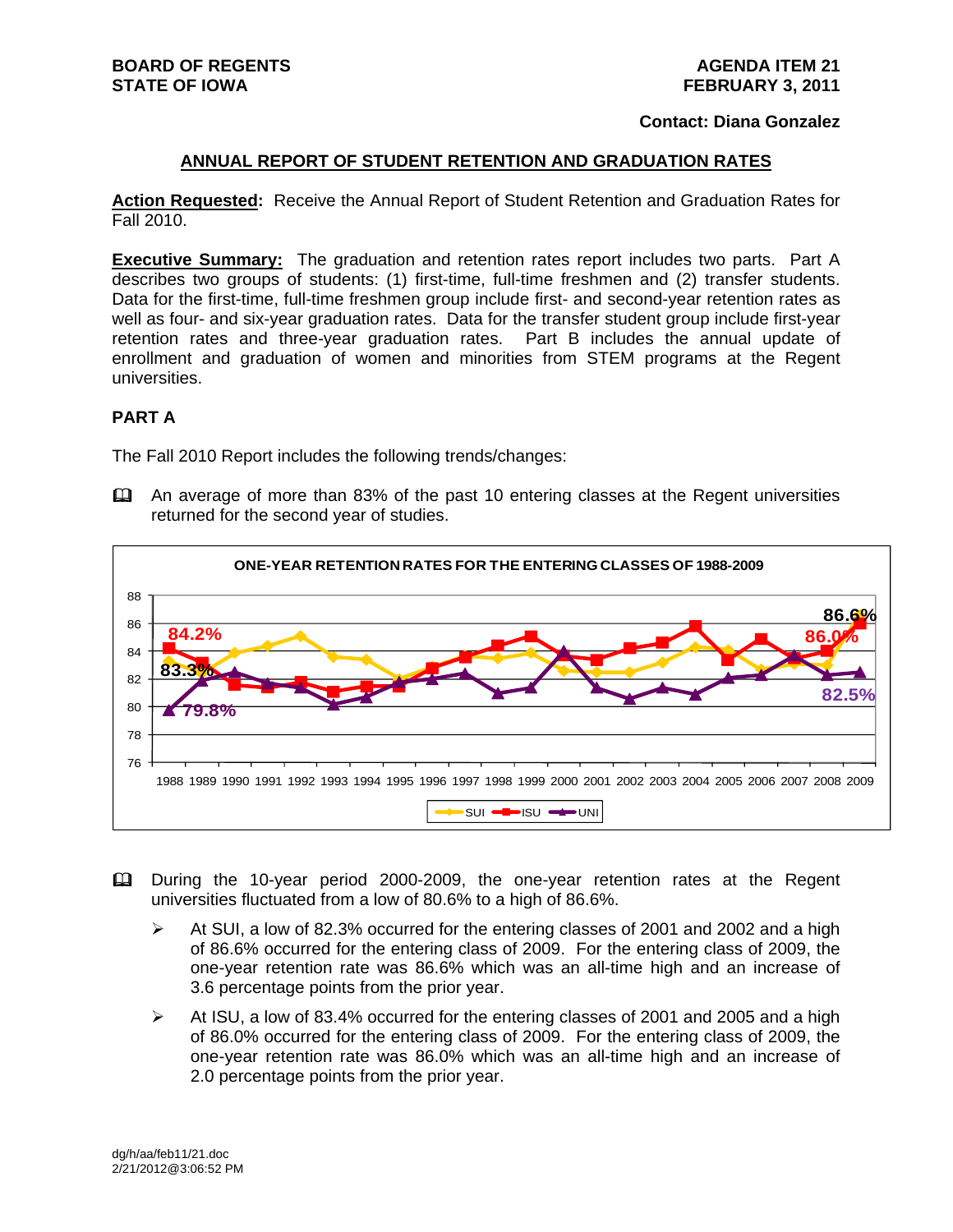**BOARD OF REGENTS**
**STATE OF IOWA**

**AGENDA ITEM 21**
**FEBRUARY 3, 2011**

**Contact: Diana Gonzalez**

## ANNUAL REPORT OF STUDENT RETENTION AND GRADUATION RATES

**Action Requested:** Receive the Annual Report of Student Retention and Graduation Rates for Fall 2010.

**Executive Summary:** The graduation and retention rates report includes two parts. Part A describes two groups of students: (1) first-time, full-time freshmen and (2) transfer students. Data for the first-time, full-time freshmen group include first- and second-year retention rates as well as four- and six-year graduation rates. Data for the transfer student group include first-year retention rates and three-year graduation rates. Part B includes the annual update of enrollment and graduation of women and minorities from STEM programs at the Regent universities.

### PART A

The Fall 2010 Report includes the following trends/changes:

- An average of more than 83% of the past 10 entering classes at the Regent universities returned for the second year of studies.

**ONE-YEAR RETENTION RATES FOR THE ENTERING CLASSES OF 1988-2009**

- During the 10-year period 2000-2009, the one-year retention rates at the Regent universities fluctuated from a low of 80.6% to a high of 86.6%.
  - At SUI, a low of 82.3% occurred for the entering classes of 2001 and 2002 and a high of 86.6% occurred for the entering class of 2009. For the entering class of 2009, the one-year retention rate was 86.6% which was an all-time high and an increase of 3.6 percentage points from the prior year.
  - At ISU, a low of 83.4% occurred for the entering classes of 2001 and 2005 and a high of 86.0% occurred for the entering class of 2009. For the entering class of 2009, the one-year retention rate was 86.0% which was an all-time high and an increase of 2.0 percentage points from the prior year.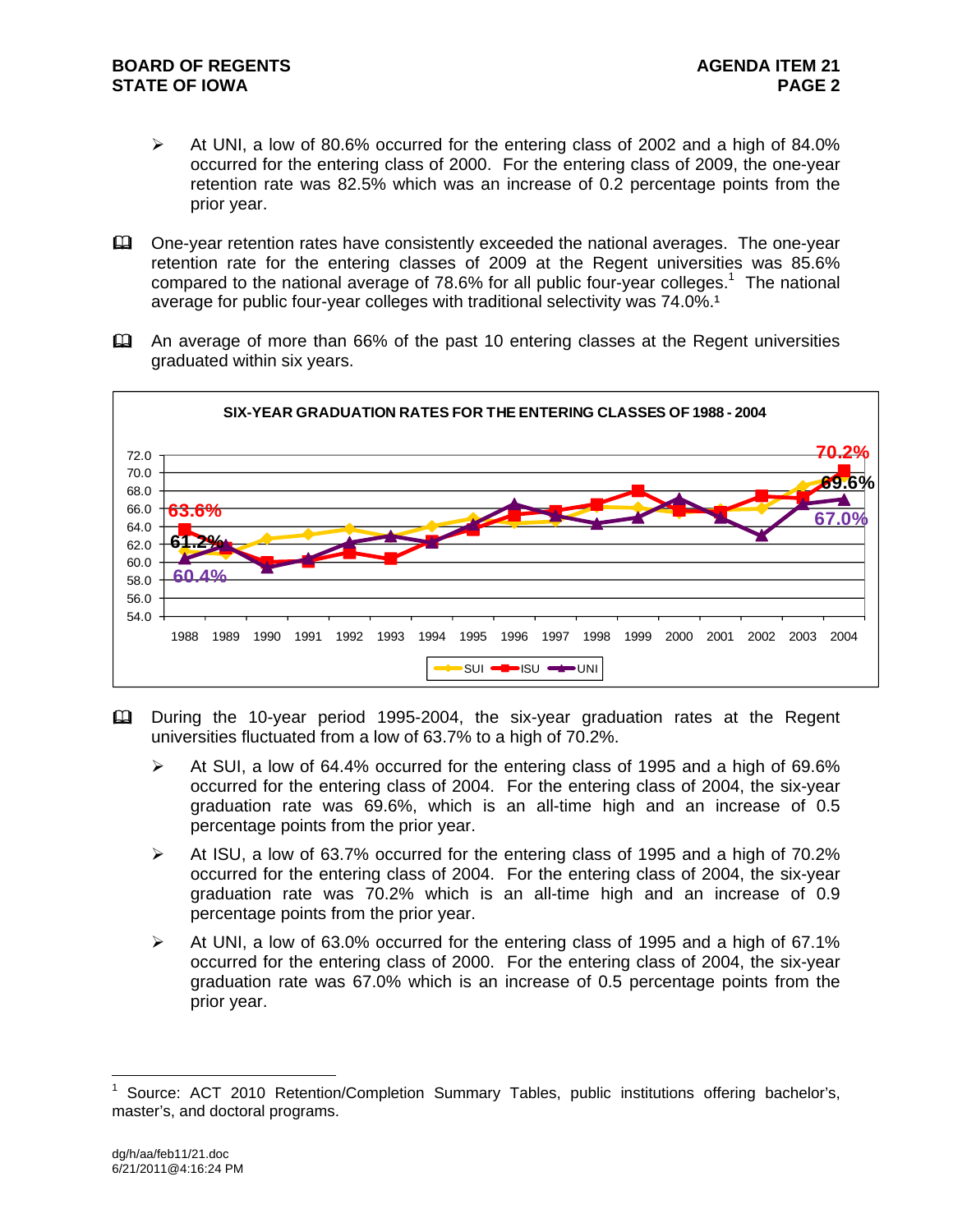- At UNI, a low of 80.6% occurred for the entering class of 2002 and a high of 84.0% occurred for the entering class of 2000. For the entering class of 2009, the one-year retention rate was 82.5% which was an increase of 0.2 percentage points from the prior year.

- One-year retention rates have consistently exceeded the national averages. The one-year retention rate for the entering classes of 2009 at the Regent universities was 85.6% compared to the national average of 78.6% for all public four-year colleges.[1] The national average for public four-year colleges with traditional selectivity was 74.0%.[1]

- An average of more than 66% of the past 10 entering classes at the Regent universities graduated within six years.

**SIX-YEAR GRADUATION RATES FOR THE ENTERING CLASSES OF 1988 - 2004**

(Chart: SUI, ISU, UNI six-year graduation rates, 1988–2004. Labels: ISU 63.6% (1988), 70.2% (2004); SUI 61.2% (1988), 69.6% (2004); UNI 60.4% (1988), 67.0% (2004).)

- During the 10-year period 1995-2004, the six-year graduation rates at the Regent universities fluctuated from a low of 63.7% to a high of 70.2%.
  - At SUI, a low of 64.4% occurred for the entering class of 1995 and a high of 69.6% occurred for the entering class of 2004. For the entering class of 2004, the six-year graduation rate was 69.6%, which is an all-time high and an increase of 0.5 percentage points from the prior year.
  - At ISU, a low of 63.7% occurred for the entering class of 1995 and a high of 70.2% occurred for the entering class of 2004. For the entering class of 2004, the six-year graduation rate was 70.2% which is an all-time high and an increase of 0.9 percentage points from the prior year.
  - At UNI, a low of 63.0% occurred for the entering class of 1995 and a high of 67.1% occurred for the entering class of 2000. For the entering class of 2004, the six-year graduation rate was 67.0% which is an increase of 0.5 percentage points from the prior year.

---

[1] Source: ACT 2010 Retention/Completion Summary Tables, public institutions offering bachelor's, master's, and doctoral programs.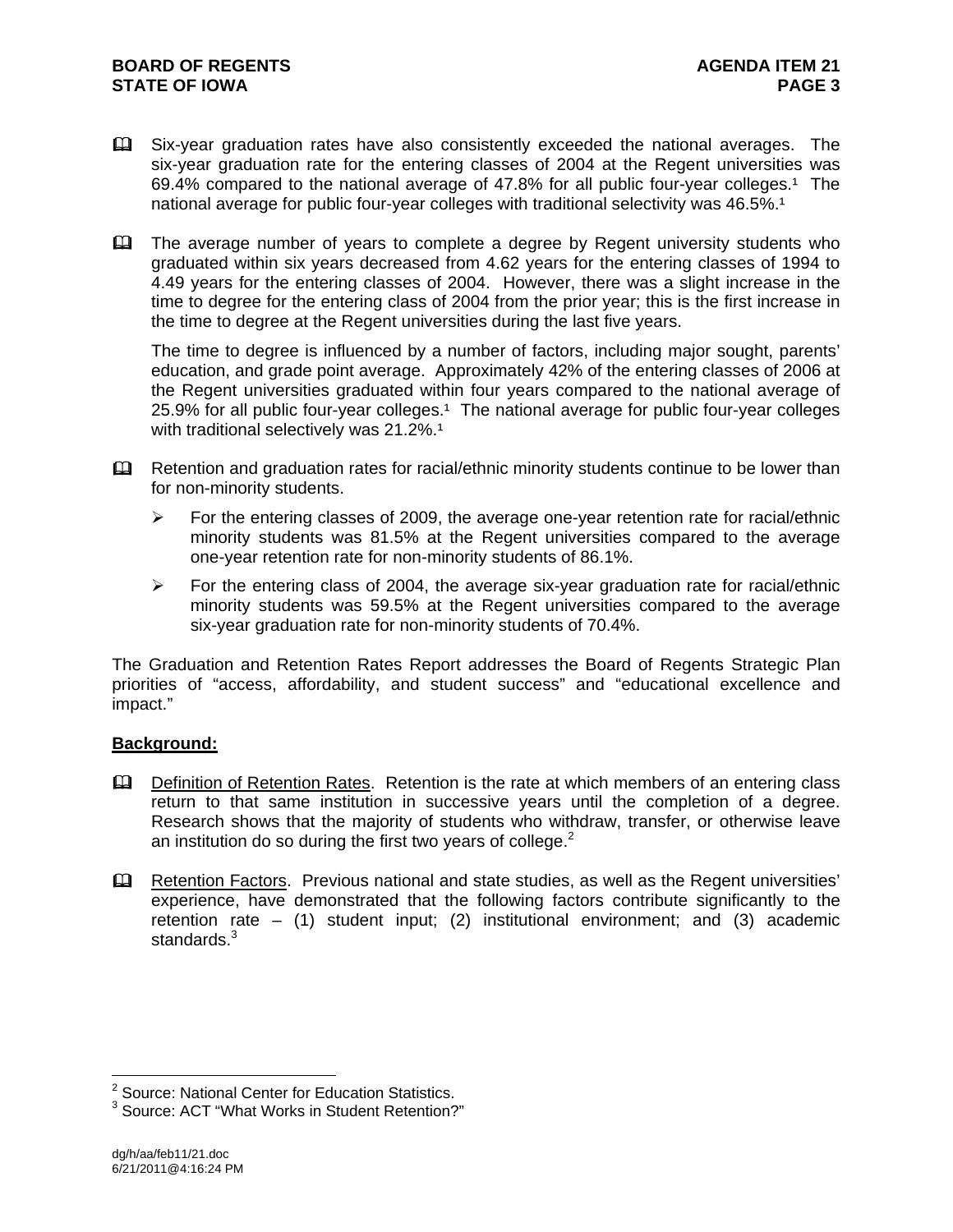- Six-year graduation rates have also consistently exceeded the national averages. The six-year graduation rate for the entering classes of 2004 at the Regent universities was 69.4% compared to the national average of 47.8% for all public four-year colleges.[1] The national average for public four-year colleges with traditional selectivity was 46.5%.[1]

- The average number of years to complete a degree by Regent university students who graduated within six years decreased from 4.62 years for the entering classes of 1994 to 4.49 years for the entering classes of 2004. However, there was a slight increase in the time to degree for the entering class of 2004 from the prior year; this is the first increase in the time to degree at the Regent universities during the last five years.

  The time to degree is influenced by a number of factors, including major sought, parents' education, and grade point average. Approximately 42% of the entering classes of 2006 at the Regent universities graduated within four years compared to the national average of 25.9% for all public four-year colleges.[1] The national average for public four-year colleges with traditional selectively was 21.2%.[1]

- Retention and graduation rates for racial/ethnic minority students continue to be lower than for non-minority students.

  - For the entering classes of 2009, the average one-year retention rate for racial/ethnic minority students was 81.5% at the Regent universities compared to the average one-year retention rate for non-minority students of 86.1%.

  - For the entering class of 2004, the average six-year graduation rate for racial/ethnic minority students was 59.5% at the Regent universities compared to the average six-year graduation rate for non-minority students of 70.4%.

The Graduation and Retention Rates Report addresses the Board of Regents Strategic Plan priorities of "access, affordability, and student success" and "educational excellence and impact."

**Background:**

- Definition of Retention Rates. Retention is the rate at which members of an entering class return to that same institution in successive years until the completion of a degree. Research shows that the majority of students who withdraw, transfer, or otherwise leave an institution do so during the first two years of college.[2]

- Retention Factors. Previous national and state studies, as well as the Regent universities' experience, have demonstrated that the following factors contribute significantly to the retention rate – (1) student input; (2) institutional environment; and (3) academic standards.[3]

[2] Source: National Center for Education Statistics.
[3] Source: ACT "What Works in Student Retention?"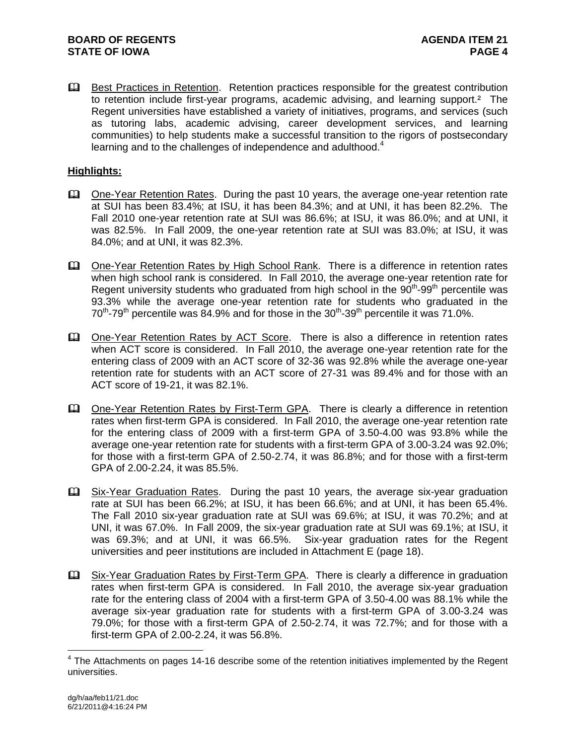- Best Practices in Retention. Retention practices responsible for the greatest contribution to retention include first-year programs, academic advising, and learning support.[2] The Regent universities have established a variety of initiatives, programs, and services (such as tutoring labs, academic advising, career development services, and learning communities) to help students make a successful transition to the rigors of postsecondary learning and to the challenges of independence and adulthood.[4]

**Highlights:**

- One-Year Retention Rates. During the past 10 years, the average one-year retention rate at SUI has been 83.4%; at ISU, it has been 84.3%; and at UNI, it has been 82.2%. The Fall 2010 one-year retention rate at SUI was 86.6%; at ISU, it was 86.0%; and at UNI, it was 82.5%. In Fall 2009, the one-year retention rate at SUI was 83.0%; at ISU, it was 84.0%; and at UNI, it was 82.3%.

- One-Year Retention Rates by High School Rank. There is a difference in retention rates when high school rank is considered. In Fall 2010, the average one-year retention rate for Regent university students who graduated from high school in the 90th-99th percentile was 93.3% while the average one-year retention rate for students who graduated in the 70th-79th percentile was 84.9% and for those in the 30th-39th percentile it was 71.0%.

- One-Year Retention Rates by ACT Score. There is also a difference in retention rates when ACT score is considered. In Fall 2010, the average one-year retention rate for the entering class of 2009 with an ACT score of 32-36 was 92.8% while the average one-year retention rate for students with an ACT score of 27-31 was 89.4% and for those with an ACT score of 19-21, it was 82.1%.

- One-Year Retention Rates by First-Term GPA. There is clearly a difference in retention rates when first-term GPA is considered. In Fall 2010, the average one-year retention rate for the entering class of 2009 with a first-term GPA of 3.50-4.00 was 93.8% while the average one-year retention rate for students with a first-term GPA of 3.00-3.24 was 92.0%; for those with a first-term GPA of 2.50-2.74, it was 86.8%; and for those with a first-term GPA of 2.00-2.24, it was 85.5%.

- Six-Year Graduation Rates. During the past 10 years, the average six-year graduation rate at SUI has been 66.2%; at ISU, it has been 66.6%; and at UNI, it has been 65.4%. The Fall 2010 six-year graduation rate at SUI was 69.6%; at ISU, it was 70.2%; and at UNI, it was 67.0%. In Fall 2009, the six-year graduation rate at SUI was 69.1%; at ISU, it was 69.3%; and at UNI, it was 66.5%. Six-year graduation rates for the Regent universities and peer institutions are included in Attachment E (page 18).

- Six-Year Graduation Rates by First-Term GPA. There is clearly a difference in graduation rates when first-term GPA is considered. In Fall 2010, the average six-year graduation rate for the entering class of 2004 with a first-term GPA of 3.50-4.00 was 88.1% while the average six-year graduation rate for students with a first-term GPA of 3.00-3.24 was 79.0%; for those with a first-term GPA of 2.50-2.74, it was 72.7%; and for those with a first-term GPA of 2.00-2.24, it was 56.8%.

[4] The Attachments on pages 14-16 describe some of the retention initiatives implemented by the Regent universities.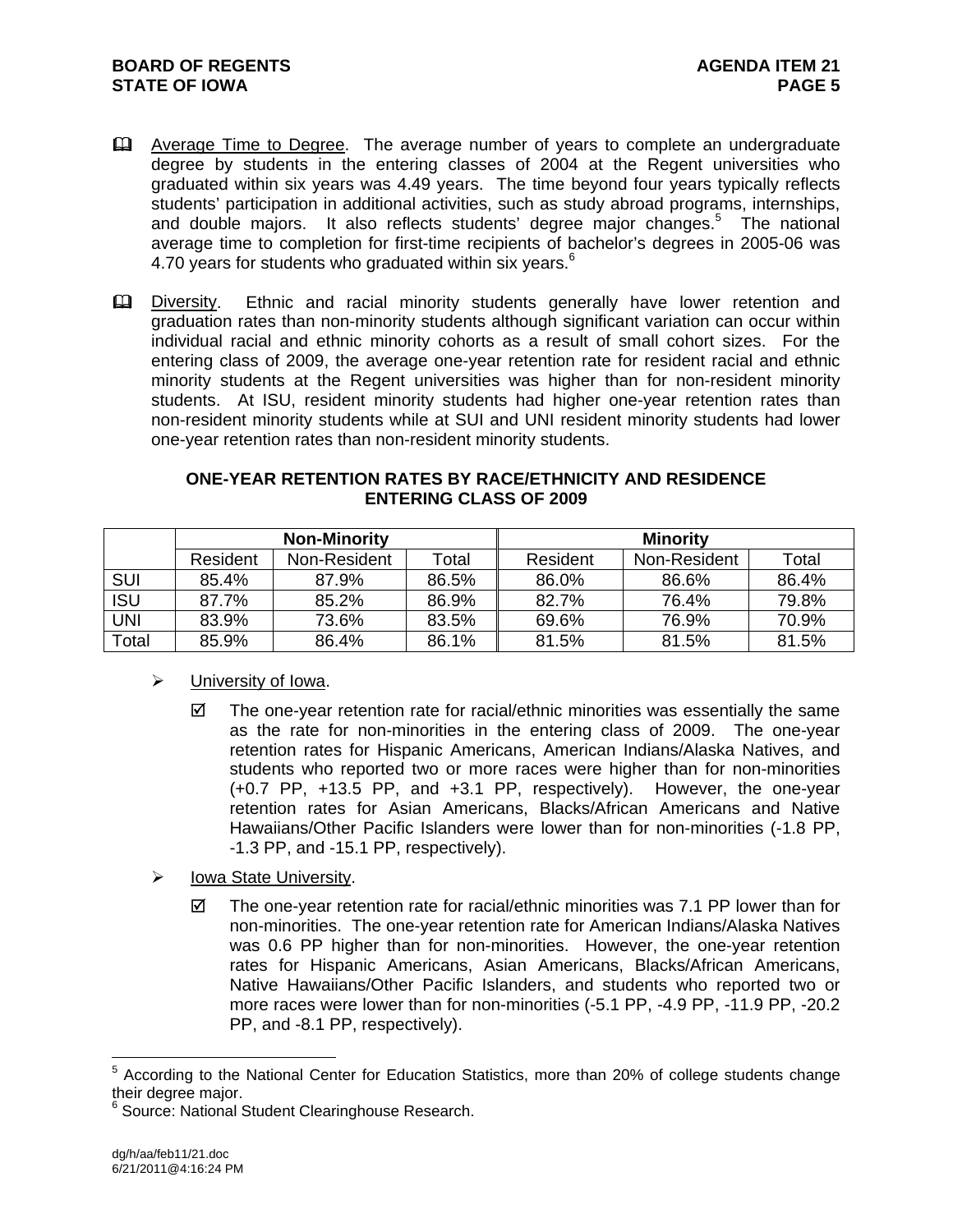- Average Time to Degree. The average number of years to complete an undergraduate degree by students in the entering classes of 2004 at the Regent universities who graduated within six years was 4.49 years. The time beyond four years typically reflects students' participation in additional activities, such as study abroad programs, internships, and double majors. It also reflects students' degree major changes.[5] The national average time to completion for first-time recipients of bachelor's degrees in 2005-06 was 4.70 years for students who graduated within six years.[6]

- Diversity. Ethnic and racial minority students generally have lower retention and graduation rates than non-minority students although significant variation can occur within individual racial and ethnic minority cohorts as a result of small cohort sizes. For the entering class of 2009, the average one-year retention rate for resident racial and ethnic minority students at the Regent universities was higher than for non-resident minority students. At ISU, resident minority students had higher one-year retention rates than non-resident minority students while at SUI and UNI resident minority students had lower one-year retention rates than non-resident minority students.

**ONE-YEAR RETENTION RATES BY RACE/ETHNICITY AND RESIDENCE**
**ENTERING CLASS OF 2009**

| | Non-Minority | | | Minority | | |
|---|---|---|---|---|---|---|
| | Resident | Non-Resident | Total | Resident | Non-Resident | Total |
| SUI | 85.4% | 87.9% | 86.5% | 86.0% | 86.6% | 86.4% |
| ISU | 87.7% | 85.2% | 86.9% | 82.7% | 76.4% | 79.8% |
| UNI | 83.9% | 73.6% | 83.5% | 69.6% | 76.9% | 70.9% |
| Total | 85.9% | 86.4% | 86.1% | 81.5% | 81.5% | 81.5% |

- University of Iowa.
  - The one-year retention rate for racial/ethnic minorities was essentially the same as the rate for non-minorities in the entering class of 2009. The one-year retention rates for Hispanic Americans, American Indians/Alaska Natives, and students who reported two or more races were higher than for non-minorities (+0.7 PP, +13.5 PP, and +3.1 PP, respectively). However, the one-year retention rates for Asian Americans, Blacks/African Americans and Native Hawaiians/Other Pacific Islanders were lower than for non-minorities (-1.8 PP, -1.3 PP, and -15.1 PP, respectively).

- Iowa State University.
  - The one-year retention rate for racial/ethnic minorities was 7.1 PP lower than for non-minorities. The one-year retention rate for American Indians/Alaska Natives was 0.6 PP higher than for non-minorities. However, the one-year retention rates for Hispanic Americans, Asian Americans, Blacks/African Americans, Native Hawaiians/Other Pacific Islanders, and students who reported two or more races were lower than for non-minorities (-5.1 PP, -4.9 PP, -11.9 PP, -20.2 PP, and -8.1 PP, respectively).

---

[5] According to the National Center for Education Statistics, more than 20% of college students change their degree major.

[6] Source: National Student Clearinghouse Research.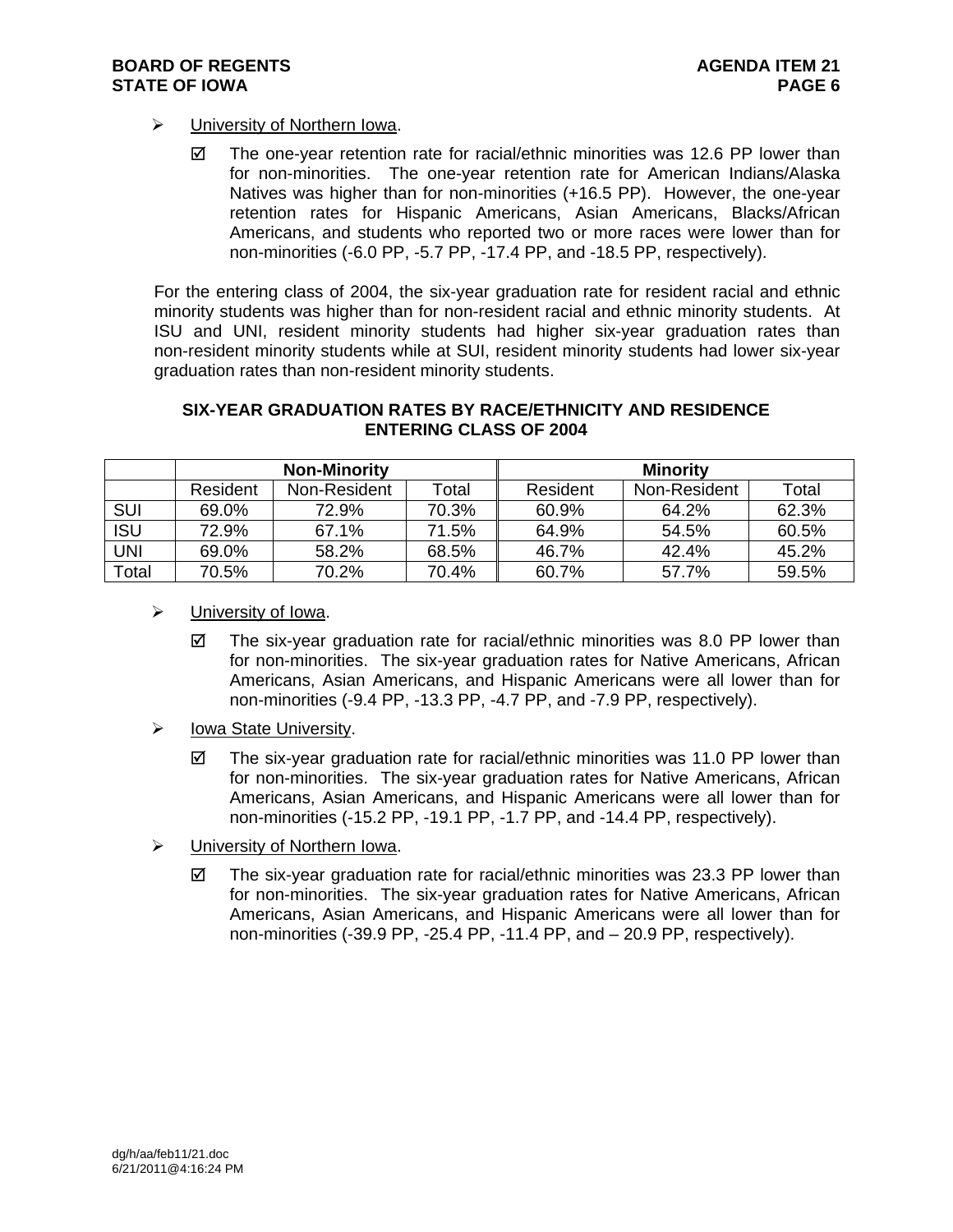- University of Northern Iowa.

  - ☑ The one-year retention rate for racial/ethnic minorities was 12.6 PP lower than for non-minorities. The one-year retention rate for American Indians/Alaska Natives was higher than for non-minorities (+16.5 PP). However, the one-year retention rates for Hispanic Americans, Asian Americans, Blacks/African Americans, and students who reported two or more races were lower than for non-minorities (-6.0 PP, -5.7 PP, -17.4 PP, and -18.5 PP, respectively).

For the entering class of 2004, the six-year graduation rate for resident racial and ethnic minority students was higher than for non-resident racial and ethnic minority students. At ISU and UNI, resident minority students had higher six-year graduation rates than non-resident minority students while at SUI, resident minority students had lower six-year graduation rates than non-resident minority students.

**SIX-YEAR GRADUATION RATES BY RACE/ETHNICITY AND RESIDENCE ENTERING CLASS OF 2004**

| | Non-Minority | | | Minority | | |
|---|---|---|---|---|---|---|
| | Resident | Non-Resident | Total | Resident | Non-Resident | Total |
| SUI | 69.0% | 72.9% | 70.3% | 60.9% | 64.2% | 62.3% |
| ISU | 72.9% | 67.1% | 71.5% | 64.9% | 54.5% | 60.5% |
| UNI | 69.0% | 58.2% | 68.5% | 46.7% | 42.4% | 45.2% |
| Total | 70.5% | 70.2% | 70.4% | 60.7% | 57.7% | 59.5% |

- University of Iowa.

  - ☑ The six-year graduation rate for racial/ethnic minorities was 8.0 PP lower than for non-minorities. The six-year graduation rates for Native Americans, African Americans, Asian Americans, and Hispanic Americans were all lower than for non-minorities (-9.4 PP, -13.3 PP, -4.7 PP, and -7.9 PP, respectively).

- Iowa State University.

  - ☑ The six-year graduation rate for racial/ethnic minorities was 11.0 PP lower than for non-minorities. The six-year graduation rates for Native Americans, African Americans, Asian Americans, and Hispanic Americans were all lower than for non-minorities (-15.2 PP, -19.1 PP, -1.7 PP, and -14.4 PP, respectively).

- University of Northern Iowa.

  - ☑ The six-year graduation rate for racial/ethnic minorities was 23.3 PP lower than for non-minorities. The six-year graduation rates for Native Americans, African Americans, Asian Americans, and Hispanic Americans were all lower than for non-minorities (-39.9 PP, -25.4 PP, -11.4 PP, and – 20.9 PP, respectively).

dg/h/aa/feb11/21.doc
6/21/2011@4:16:24 PM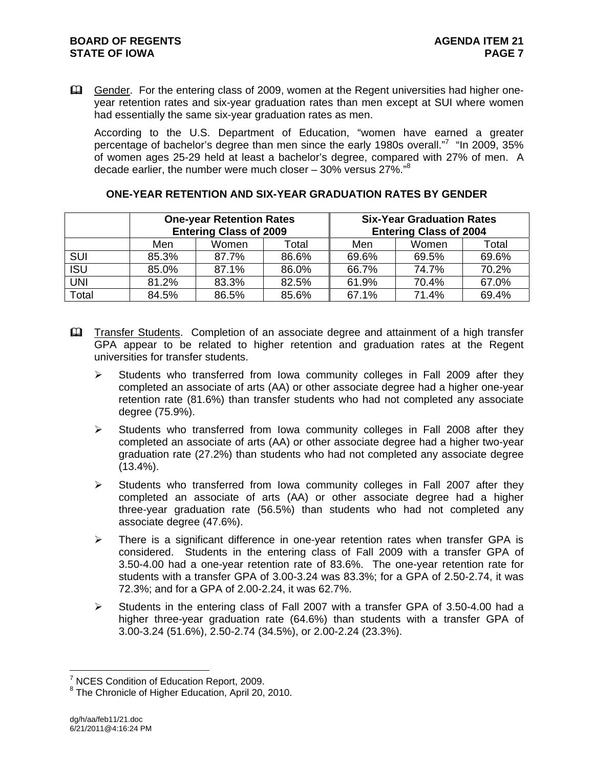📖 Gender. For the entering class of 2009, women at the Regent universities had higher one-year retention rates and six-year graduation rates than men except at SUI where women had essentially the same six-year graduation rates as men.

According to the U.S. Department of Education, "women have earned a greater percentage of bachelor's degree than men since the early 1980s overall."[7] "In 2009, 35% of women ages 25-29 held at least a bachelor's degree, compared with 27% of men. A decade earlier, the number were much closer – 30% versus 27%."[8]

**ONE-YEAR RETENTION AND SIX-YEAR GRADUATION RATES BY GENDER**

| | One-year Retention Rates Entering Class of 2009 | | | Six-Year Graduation Rates Entering Class of 2004 | | |
|---|---|---|---|---|---|---|
| | Men | Women | Total | Men | Women | Total |
| SUI | 85.3% | 87.7% | 86.6% | 69.6% | 69.5% | 69.6% |
| ISU | 85.0% | 87.1% | 86.0% | 66.7% | 74.7% | 70.2% |
| UNI | 81.2% | 83.3% | 82.5% | 61.9% | 70.4% | 67.0% |
| Total | 84.5% | 86.5% | 85.6% | 67.1% | 71.4% | 69.4% |

📖 Transfer Students. Completion of an associate degree and attainment of a high transfer GPA appear to be related to higher retention and graduation rates at the Regent universities for transfer students.

- Students who transferred from Iowa community colleges in Fall 2009 after they completed an associate of arts (AA) or other associate degree had a higher one-year retention rate (81.6%) than transfer students who had not completed any associate degree (75.9%).
- Students who transferred from Iowa community colleges in Fall 2008 after they completed an associate of arts (AA) or other associate degree had a higher two-year graduation rate (27.2%) than students who had not completed any associate degree (13.4%).
- Students who transferred from Iowa community colleges in Fall 2007 after they completed an associate of arts (AA) or other associate degree had a higher three-year graduation rate (56.5%) than students who had not completed any associate degree (47.6%).
- There is a significant difference in one-year retention rates when transfer GPA is considered. Students in the entering class of Fall 2009 with a transfer GPA of 3.50-4.00 had a one-year retention rate of 83.6%. The one-year retention rate for students with a transfer GPA of 3.00-3.24 was 83.3%; for a GPA of 2.50-2.74, it was 72.3%; and for a GPA of 2.00-2.24, it was 62.7%.
- Students in the entering class of Fall 2007 with a transfer GPA of 3.50-4.00 had a higher three-year graduation rate (64.6%) than students with a transfer GPA of 3.00-3.24 (51.6%), 2.50-2.74 (34.5%), or 2.00-2.24 (23.3%).

---

[7] NCES Condition of Education Report, 2009.

[8] The Chronicle of Higher Education, April 20, 2010.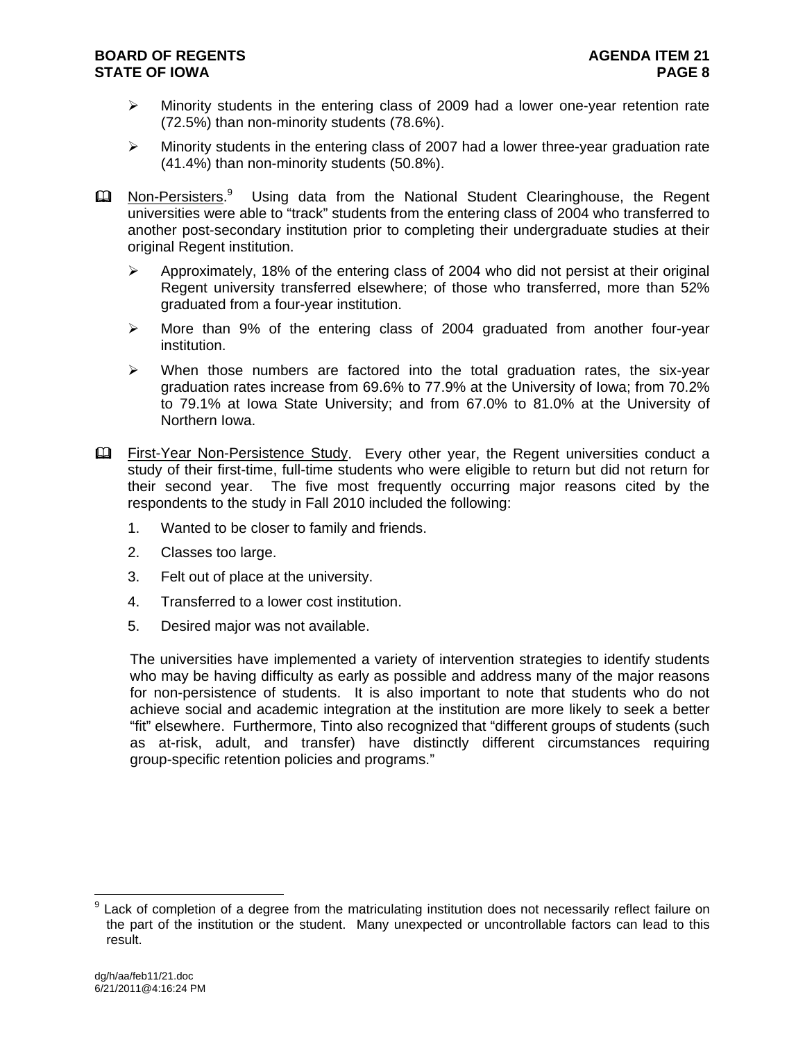- Minority students in the entering class of 2009 had a lower one-year retention rate (72.5%) than non-minority students (78.6%).
- Minority students in the entering class of 2007 had a lower three-year graduation rate (41.4%) than non-minority students (50.8%).

📖 Non-Persisters.[9] Using data from the National Student Clearinghouse, the Regent universities were able to "track" students from the entering class of 2004 who transferred to another post-secondary institution prior to completing their undergraduate studies at their original Regent institution.

- Approximately, 18% of the entering class of 2004 who did not persist at their original Regent university transferred elsewhere; of those who transferred, more than 52% graduated from a four-year institution.
- More than 9% of the entering class of 2004 graduated from another four-year institution.
- When those numbers are factored into the total graduation rates, the six-year graduation rates increase from 69.6% to 77.9% at the University of Iowa; from 70.2% to 79.1% at Iowa State University; and from 67.0% to 81.0% at the University of Northern Iowa.

📖 First-Year Non-Persistence Study. Every other year, the Regent universities conduct a study of their first-time, full-time students who were eligible to return but did not return for their second year. The five most frequently occurring major reasons cited by the respondents to the study in Fall 2010 included the following:

1. Wanted to be closer to family and friends.
2. Classes too large.
3. Felt out of place at the university.
4. Transferred to a lower cost institution.
5. Desired major was not available.

The universities have implemented a variety of intervention strategies to identify students who may be having difficulty as early as possible and address many of the major reasons for non-persistence of students. It is also important to note that students who do not achieve social and academic integration at the institution are more likely to seek a better "fit" elsewhere. Furthermore, Tinto also recognized that "different groups of students (such as at-risk, adult, and transfer) have distinctly different circumstances requiring group-specific retention policies and programs."

---

[9] Lack of completion of a degree from the matriculating institution does not necessarily reflect failure on the part of the institution or the student. Many unexpected or uncontrollable factors can lead to this result.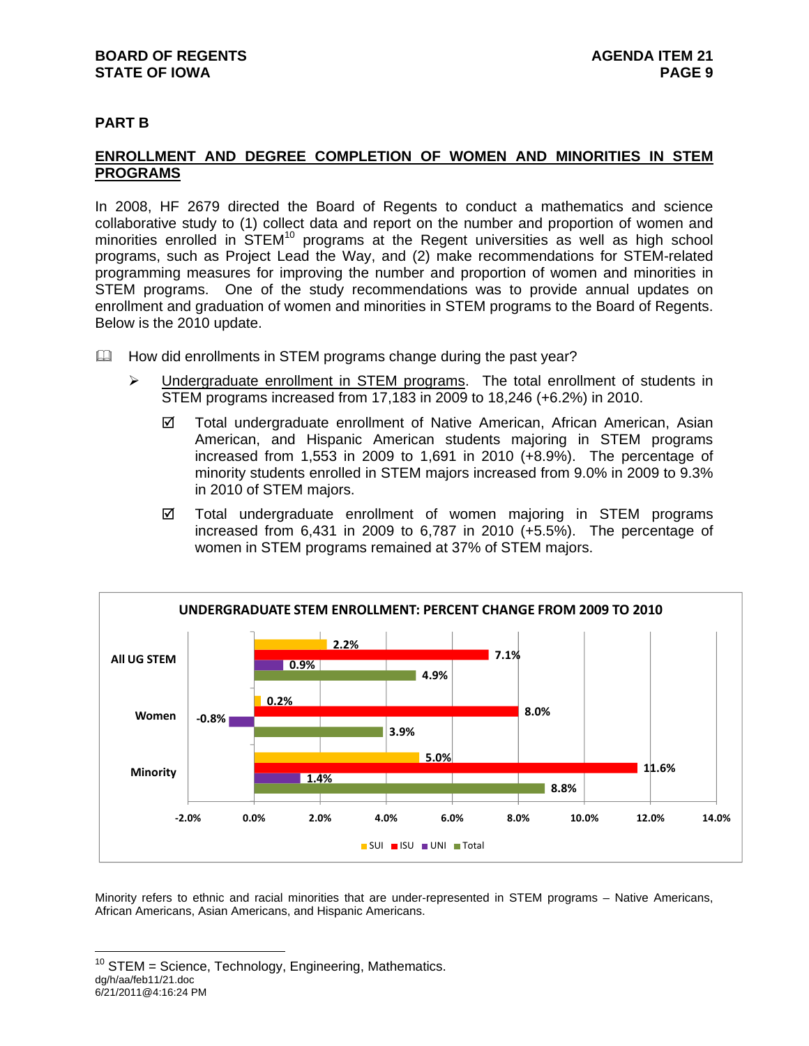## PART B

## ENROLLMENT AND DEGREE COMPLETION OF WOMEN AND MINORITIES IN STEM PROGRAMS

In 2008, HF 2679 directed the Board of Regents to conduct a mathematics and science collaborative study to (1) collect data and report on the number and proportion of women and minorities enrolled in STEM[10] programs at the Regent universities as well as high school programs, such as Project Lead the Way, and (2) make recommendations for STEM-related programming measures for improving the number and proportion of women and minorities in STEM programs. One of the study recommendations was to provide annual updates on enrollment and graduation of women and minorities in STEM programs to the Board of Regents. Below is the 2010 update.

- How did enrollments in STEM programs change during the past year?
  - Undergraduate enrollment in STEM programs. The total enrollment of students in STEM programs increased from 17,183 in 2009 to 18,246 (+6.2%) in 2010.
    - ☑ Total undergraduate enrollment of Native American, African American, Asian American, and Hispanic American students majoring in STEM programs increased from 1,553 in 2009 to 1,691 in 2010 (+8.9%). The percentage of minority students enrolled in STEM majors increased from 9.0% in 2009 to 9.3% in 2010 of STEM majors.
    - ☑ Total undergraduate enrollment of women majoring in STEM programs increased from 6,431 in 2009 to 6,787 in 2010 (+5.5%). The percentage of women in STEM programs remained at 37% of STEM majors.

**UNDERGRADUATE STEM ENROLLMENT: PERCENT CHANGE FROM 2009 TO 2010**

| | SUI | ISU | UNI | Total |
|---|---|---|---|---|
| All UG STEM | 2.2% | 7.1% | 0.9% | 4.9% |
| Women | 0.2% | 8.0% | -0.8% | 3.9% |
| Minority | 5.0% | 11.6% | 1.4% | 8.8% |

Minority refers to ethnic and racial minorities that are under-represented in STEM programs – Native Americans, African Americans, Asian Americans, and Hispanic Americans.

[10] STEM = Science, Technology, Engineering, Mathematics.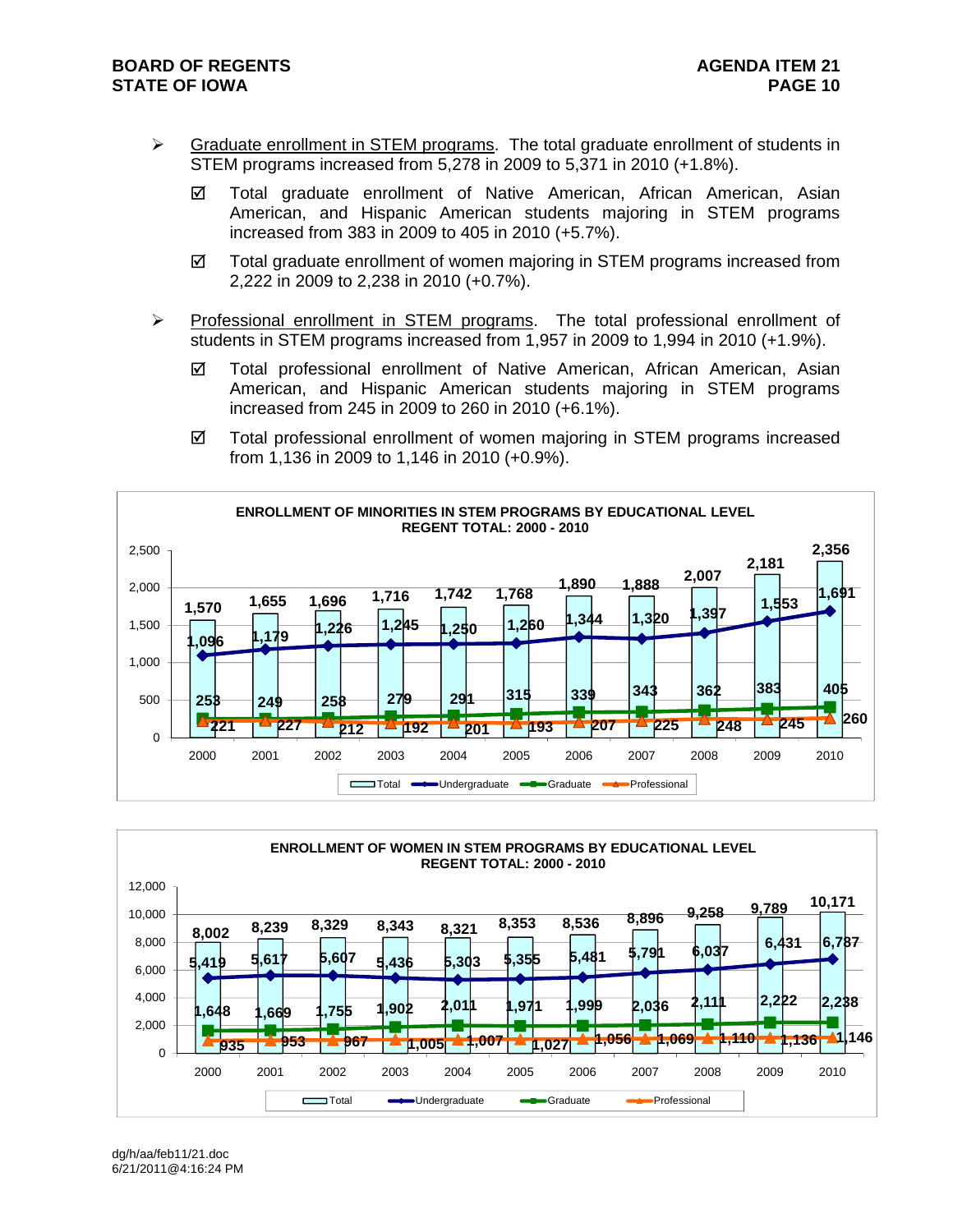- Graduate enrollment in STEM programs. The total graduate enrollment of students in STEM programs increased from 5,278 in 2009 to 5,371 in 2010 (+1.8%).

  - ☑ Total graduate enrollment of Native American, African American, Asian American, and Hispanic American students majoring in STEM programs increased from 383 in 2009 to 405 in 2010 (+5.7%).
  - ☑ Total graduate enrollment of women majoring in STEM programs increased from 2,222 in 2009 to 2,238 in 2010 (+0.7%).

- Professional enrollment in STEM programs. The total professional enrollment of students in STEM programs increased from 1,957 in 2009 to 1,994 in 2010 (+1.9%).

  - ☑ Total professional enrollment of Native American, African American, Asian American, and Hispanic American students majoring in STEM programs increased from 245 in 2009 to 260 in 2010 (+6.1%).
  - ☑ Total professional enrollment of women majoring in STEM programs increased from 1,136 in 2009 to 1,146 in 2010 (+0.9%).

**ENROLLMENT OF MINORITIES IN STEM PROGRAMS BY EDUCATIONAL LEVEL**
**REGENT TOTAL: 2000 - 2010**

| Year | Total | Undergraduate | Graduate | Professional |
|---|---|---|---|---|
| 2000 | 1,570 | 1,096 | 253 | 221 |
| 2001 | 1,655 | 1,179 | 249 | 227 |
| 2002 | 1,696 | 1,226 | 258 | 212 |
| 2003 | 1,716 | 1,245 | 279 | 192 |
| 2004 | 1,742 | 1,250 | 291 | 201 |
| 2005 | 1,768 | 1,260 | 315 | 193 |
| 2006 | 1,890 | 1,344 | 339 | 207 |
| 2007 | 1,888 | 1,320 | 343 | 225 |
| 2008 | 2,007 | 1,397 | 362 | 248 |
| 2009 | 2,181 | 1,553 | 383 | 245 |
| 2010 | 2,356 | 1,691 | 405 | 260 |

**ENROLLMENT OF WOMEN IN STEM PROGRAMS BY EDUCATIONAL LEVEL**
**REGENT TOTAL: 2000 - 2010**

| Year | Total | Undergraduate | Graduate | Professional |
|---|---|---|---|---|
| 2000 | 8,002 | 5,419 | 1,648 | 935 |
| 2001 | 8,239 | 5,617 | 1,669 | 953 |
| 2002 | 8,329 | 5,607 | 1,755 | 967 |
| 2003 | 8,343 | 5,436 | 1,902 | 1,005 |
| 2004 | 8,321 | 5,303 | 2,011 | 1,007 |
| 2005 | 8,353 | 5,355 | 1,971 | 1,027 |
| 2006 | 8,536 | 5,481 | 1,999 | 1,056 |
| 2007 | 8,896 | 5,791 | 2,036 | 1,069 |
| 2008 | 9,258 | 6,037 | 2,111 | 1,110 |
| 2009 | 9,789 | 6,431 | 2,222 | 1,136 |
| 2010 | 10,171 | 6,787 | 2,238 | 1,146 |

dg/h/aa/feb11/21.doc
6/21/2011@4:16:24 PM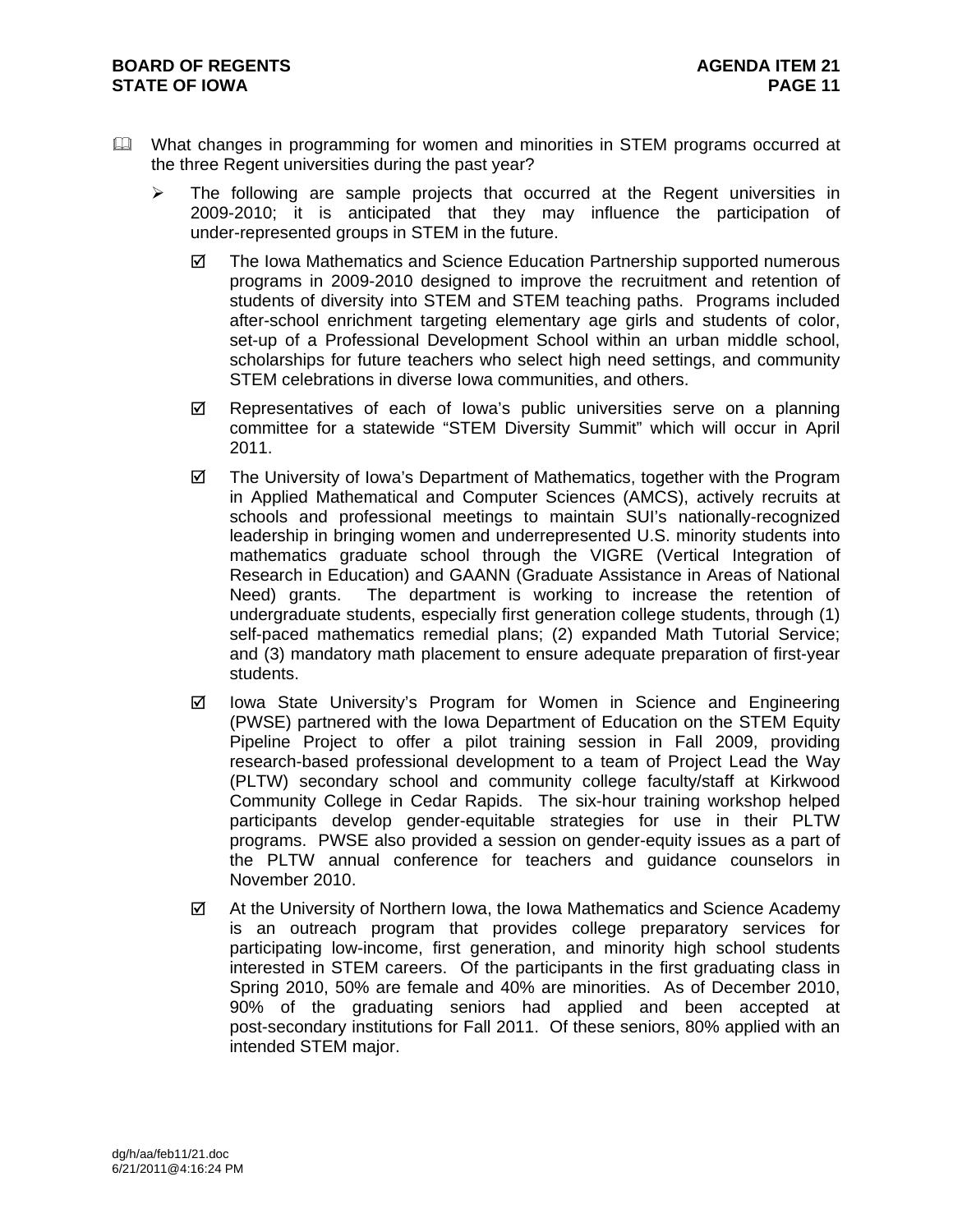- What changes in programming for women and minorities in STEM programs occurred at the three Regent universities during the past year?
  - The following are sample projects that occurred at the Regent universities in 2009-2010; it is anticipated that they may influence the participation of under-represented groups in STEM in the future.
    - ☑ The Iowa Mathematics and Science Education Partnership supported numerous programs in 2009-2010 designed to improve the recruitment and retention of students of diversity into STEM and STEM teaching paths. Programs included after-school enrichment targeting elementary age girls and students of color, set-up of a Professional Development School within an urban middle school, scholarships for future teachers who select high need settings, and community STEM celebrations in diverse Iowa communities, and others.
    - ☑ Representatives of each of Iowa's public universities serve on a planning committee for a statewide "STEM Diversity Summit" which will occur in April 2011.
    - ☑ The University of Iowa's Department of Mathematics, together with the Program in Applied Mathematical and Computer Sciences (AMCS), actively recruits at schools and professional meetings to maintain SUI's nationally-recognized leadership in bringing women and underrepresented U.S. minority students into mathematics graduate school through the VIGRE (Vertical Integration of Research in Education) and GAANN (Graduate Assistance in Areas of National Need) grants. The department is working to increase the retention of undergraduate students, especially first generation college students, through (1) self-paced mathematics remedial plans; (2) expanded Math Tutorial Service; and (3) mandatory math placement to ensure adequate preparation of first-year students.
    - ☑ Iowa State University's Program for Women in Science and Engineering (PWSE) partnered with the Iowa Department of Education on the STEM Equity Pipeline Project to offer a pilot training session in Fall 2009, providing research-based professional development to a team of Project Lead the Way (PLTW) secondary school and community college faculty/staff at Kirkwood Community College in Cedar Rapids. The six-hour training workshop helped participants develop gender-equitable strategies for use in their PLTW programs. PWSE also provided a session on gender-equity issues as a part of the PLTW annual conference for teachers and guidance counselors in November 2010.
    - ☑ At the University of Northern Iowa, the Iowa Mathematics and Science Academy is an outreach program that provides college preparatory services for participating low-income, first generation, and minority high school students interested in STEM careers. Of the participants in the first graduating class in Spring 2010, 50% are female and 40% are minorities. As of December 2010, 90% of the graduating seniors had applied and been accepted at post-secondary institutions for Fall 2011. Of these seniors, 80% applied with an intended STEM major.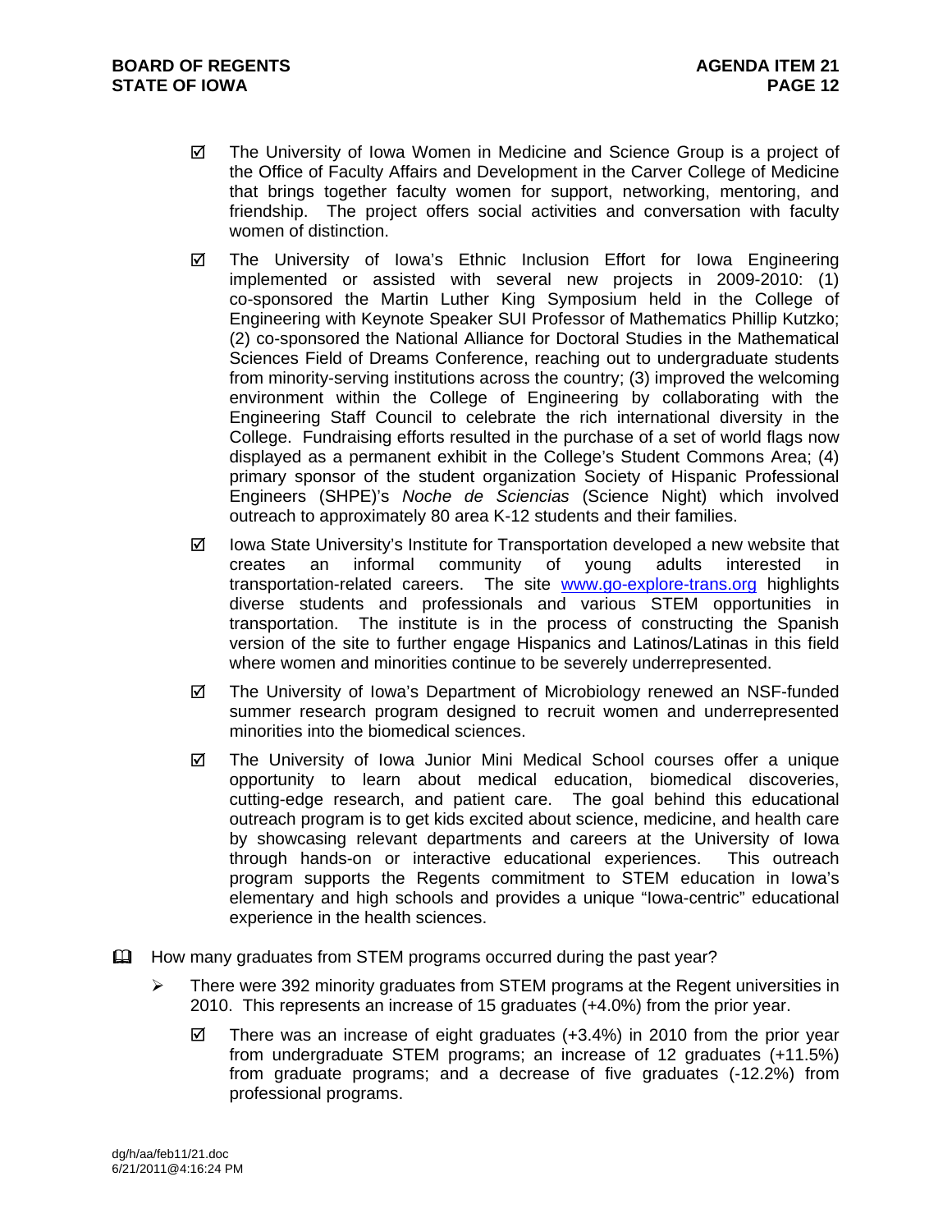- ☑ The University of Iowa Women in Medicine and Science Group is a project of the Office of Faculty Affairs and Development in the Carver College of Medicine that brings together faculty women for support, networking, mentoring, and friendship. The project offers social activities and conversation with faculty women of distinction.

- ☑ The University of Iowa's Ethnic Inclusion Effort for Iowa Engineering implemented or assisted with several new projects in 2009-2010: (1) co-sponsored the Martin Luther King Symposium held in the College of Engineering with Keynote Speaker SUI Professor of Mathematics Phillip Kutzko; (2) co-sponsored the National Alliance for Doctoral Studies in the Mathematical Sciences Field of Dreams Conference, reaching out to undergraduate students from minority-serving institutions across the country; (3) improved the welcoming environment within the College of Engineering by collaborating with the Engineering Staff Council to celebrate the rich international diversity in the College. Fundraising efforts resulted in the purchase of a set of world flags now displayed as a permanent exhibit in the College's Student Commons Area; (4) primary sponsor of the student organization Society of Hispanic Professional Engineers (SHPE)'s *Noche de Sciencias* (Science Night) which involved outreach to approximately 80 area K-12 students and their families.

- ☑ Iowa State University's Institute for Transportation developed a new website that creates an informal community of young adults interested in transportation-related careers. The site [www.go-explore-trans.org](http://www.go-explore-trans.org) highlights diverse students and professionals and various STEM opportunities in transportation. The institute is in the process of constructing the Spanish version of the site to further engage Hispanics and Latinos/Latinas in this field where women and minorities continue to be severely underrepresented.

- ☑ The University of Iowa's Department of Microbiology renewed an NSF-funded summer research program designed to recruit women and underrepresented minorities into the biomedical sciences.

- ☑ The University of Iowa Junior Mini Medical School courses offer a unique opportunity to learn about medical education, biomedical discoveries, cutting-edge research, and patient care. The goal behind this educational outreach program is to get kids excited about science, medicine, and health care by showcasing relevant departments and careers at the University of Iowa through hands-on or interactive educational experiences. This outreach program supports the Regents commitment to STEM education in Iowa's elementary and high schools and provides a unique "Iowa-centric" educational experience in the health sciences.

📖 How many graduates from STEM programs occurred during the past year?

- ➢ There were 392 minority graduates from STEM programs at the Regent universities in 2010. This represents an increase of 15 graduates (+4.0%) from the prior year.

  - ☑ There was an increase of eight graduates (+3.4%) in 2010 from the prior year from undergraduate STEM programs; an increase of 12 graduates (+11.5%) from graduate programs; and a decrease of five graduates (-12.2%) from professional programs.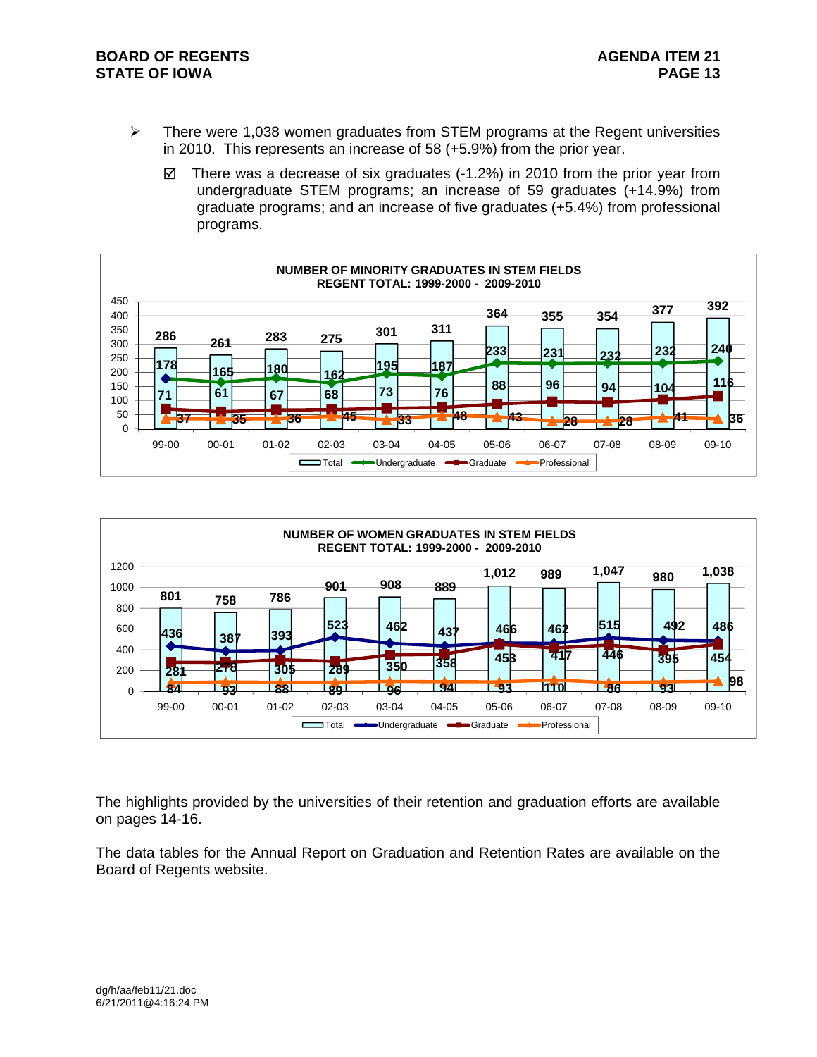- There were 1,038 women graduates from STEM programs at the Regent universities in 2010. This represents an increase of 58 (+5.9%) from the prior year.

  - ☑ There was a decrease of six graduates (-1.2%) in 2010 from the prior year from undergraduate STEM programs; an increase of 59 graduates (+14.9%) from graduate programs; and an increase of five graduates (+5.4%) from professional programs.

**NUMBER OF MINORITY GRADUATES IN STEM FIELDS**
**REGENT TOTAL: 1999-2000 - 2009-2010**

| | 99-00 | 00-01 | 01-02 | 02-03 | 03-04 | 04-05 | 05-06 | 06-07 | 07-08 | 08-09 | 09-10 |
|---|---|---|---|---|---|---|---|---|---|---|---|
| Total | 286 | 261 | 283 | 275 | 301 | 311 | 364 | 355 | 354 | 377 | 392 |
| Undergraduate | 178 | 165 | 180 | 162 | 195 | 187 | 233 | 231 | 232 | 232 | 240 |
| Graduate | 71 | 61 | 67 | 68 | 73 | 76 | 88 | 96 | 94 | 104 | 116 |
| Professional | 37 | 35 | 36 | 45 | 33 | 48 | 43 | 28 | 28 | 41 | 36 |

**NUMBER OF WOMEN GRADUATES IN STEM FIELDS**
**REGENT TOTAL: 1999-2000 - 2009-2010**

| | 99-00 | 00-01 | 01-02 | 02-03 | 03-04 | 04-05 | 05-06 | 06-07 | 07-08 | 08-09 | 09-10 |
|---|---|---|---|---|---|---|---|---|---|---|---|
| Total | 801 | 758 | 786 | 901 | 908 | 889 | 1,012 | 989 | 1,047 | 980 | 1,038 |
| Undergraduate | 436 | 387 | 393 | 523 | 462 | 437 | 466 | 462 | 515 | 492 | 486 |
| Graduate | 281 | 278 | 305 | 289 | 350 | 358 | 453 | 417 | 446 | 395 | 454 |
| Professional | 84 | 93 | 88 | 89 | 96 | 94 | 93 | 110 | 86 | 93 | 98 |

The highlights provided by the universities of their retention and graduation efforts are available on pages 14-16.

The data tables for the Annual Report on Graduation and Retention Rates are available on the Board of Regents website.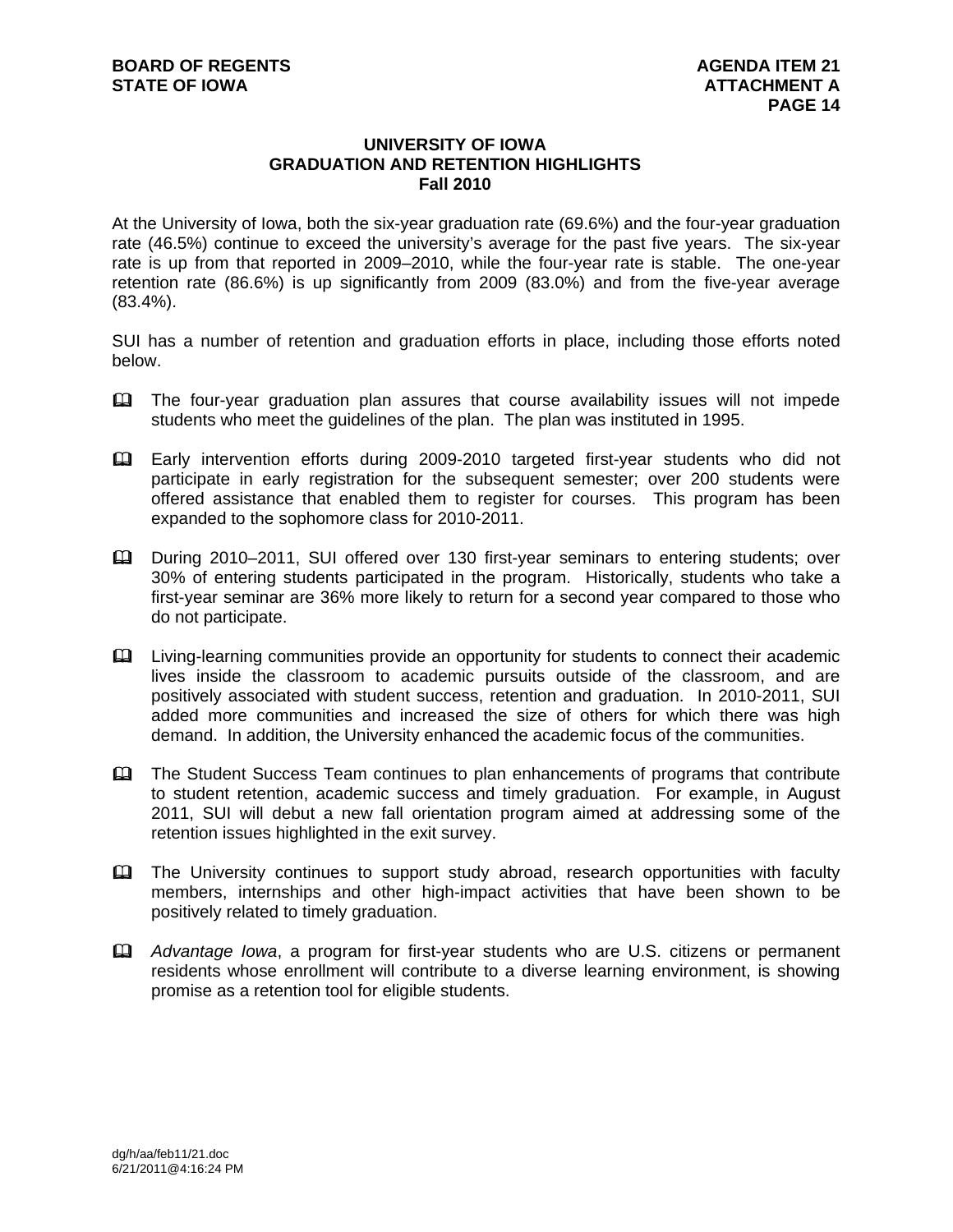## UNIVERSITY OF IOWA
## GRADUATION AND RETENTION HIGHLIGHTS
## Fall 2010

At the University of Iowa, both the six-year graduation rate (69.6%) and the four-year graduation rate (46.5%) continue to exceed the university's average for the past five years. The six-year rate is up from that reported in 2009–2010, while the four-year rate is stable. The one-year retention rate (86.6%) is up significantly from 2009 (83.0%) and from the five-year average (83.4%).

SUI has a number of retention and graduation efforts in place, including those efforts noted below.

- The four-year graduation plan assures that course availability issues will not impede students who meet the guidelines of the plan. The plan was instituted in 1995.

- Early intervention efforts during 2009-2010 targeted first-year students who did not participate in early registration for the subsequent semester; over 200 students were offered assistance that enabled them to register for courses. This program has been expanded to the sophomore class for 2010-2011.

- During 2010–2011, SUI offered over 130 first-year seminars to entering students; over 30% of entering students participated in the program. Historically, students who take a first-year seminar are 36% more likely to return for a second year compared to those who do not participate.

- Living-learning communities provide an opportunity for students to connect their academic lives inside the classroom to academic pursuits outside of the classroom, and are positively associated with student success, retention and graduation. In 2010-2011, SUI added more communities and increased the size of others for which there was high demand. In addition, the University enhanced the academic focus of the communities.

- The Student Success Team continues to plan enhancements of programs that contribute to student retention, academic success and timely graduation. For example, in August 2011, SUI will debut a new fall orientation program aimed at addressing some of the retention issues highlighted in the exit survey.

- The University continues to support study abroad, research opportunities with faculty members, internships and other high-impact activities that have been shown to be positively related to timely graduation.

- *Advantage Iowa*, a program for first-year students who are U.S. citizens or permanent residents whose enrollment will contribute to a diverse learning environment, is showing promise as a retention tool for eligible students.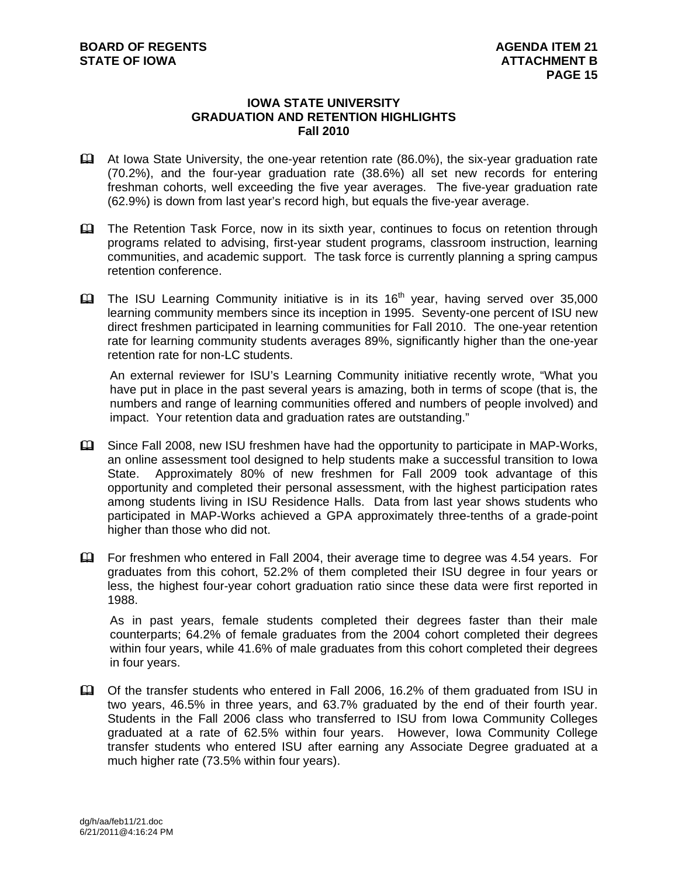# IOWA STATE UNIVERSITY
## GRADUATION AND RETENTION HIGHLIGHTS
### Fall 2010

- At Iowa State University, the one-year retention rate (86.0%), the six-year graduation rate (70.2%), and the four-year graduation rate (38.6%) all set new records for entering freshman cohorts, well exceeding the five year averages. The five-year graduation rate (62.9%) is down from last year's record high, but equals the five-year average.

- The Retention Task Force, now in its sixth year, continues to focus on retention through programs related to advising, first-year student programs, classroom instruction, learning communities, and academic support. The task force is currently planning a spring campus retention conference.

- The ISU Learning Community initiative is in its 16th year, having served over 35,000 learning community members since its inception in 1995. Seventy-one percent of ISU new direct freshmen participated in learning communities for Fall 2010. The one-year retention rate for learning community students averages 89%, significantly higher than the one-year retention rate for non-LC students.

  An external reviewer for ISU's Learning Community initiative recently wrote, "What you have put in place in the past several years is amazing, both in terms of scope (that is, the numbers and range of learning communities offered and numbers of people involved) and impact. Your retention data and graduation rates are outstanding."

- Since Fall 2008, new ISU freshmen have had the opportunity to participate in MAP-Works, an online assessment tool designed to help students make a successful transition to Iowa State. Approximately 80% of new freshmen for Fall 2009 took advantage of this opportunity and completed their personal assessment, with the highest participation rates among students living in ISU Residence Halls. Data from last year shows students who participated in MAP-Works achieved a GPA approximately three-tenths of a grade-point higher than those who did not.

- For freshmen who entered in Fall 2004, their average time to degree was 4.54 years. For graduates from this cohort, 52.2% of them completed their ISU degree in four years or less, the highest four-year cohort graduation ratio since these data were first reported in 1988.

  As in past years, female students completed their degrees faster than their male counterparts; 64.2% of female graduates from the 2004 cohort completed their degrees within four years, while 41.6% of male graduates from this cohort completed their degrees in four years.

- Of the transfer students who entered in Fall 2006, 16.2% of them graduated from ISU in two years, 46.5% in three years, and 63.7% graduated by the end of their fourth year. Students in the Fall 2006 class who transferred to ISU from Iowa Community Colleges graduated at a rate of 62.5% within four years. However, Iowa Community College transfer students who entered ISU after earning any Associate Degree graduated at a much higher rate (73.5% within four years).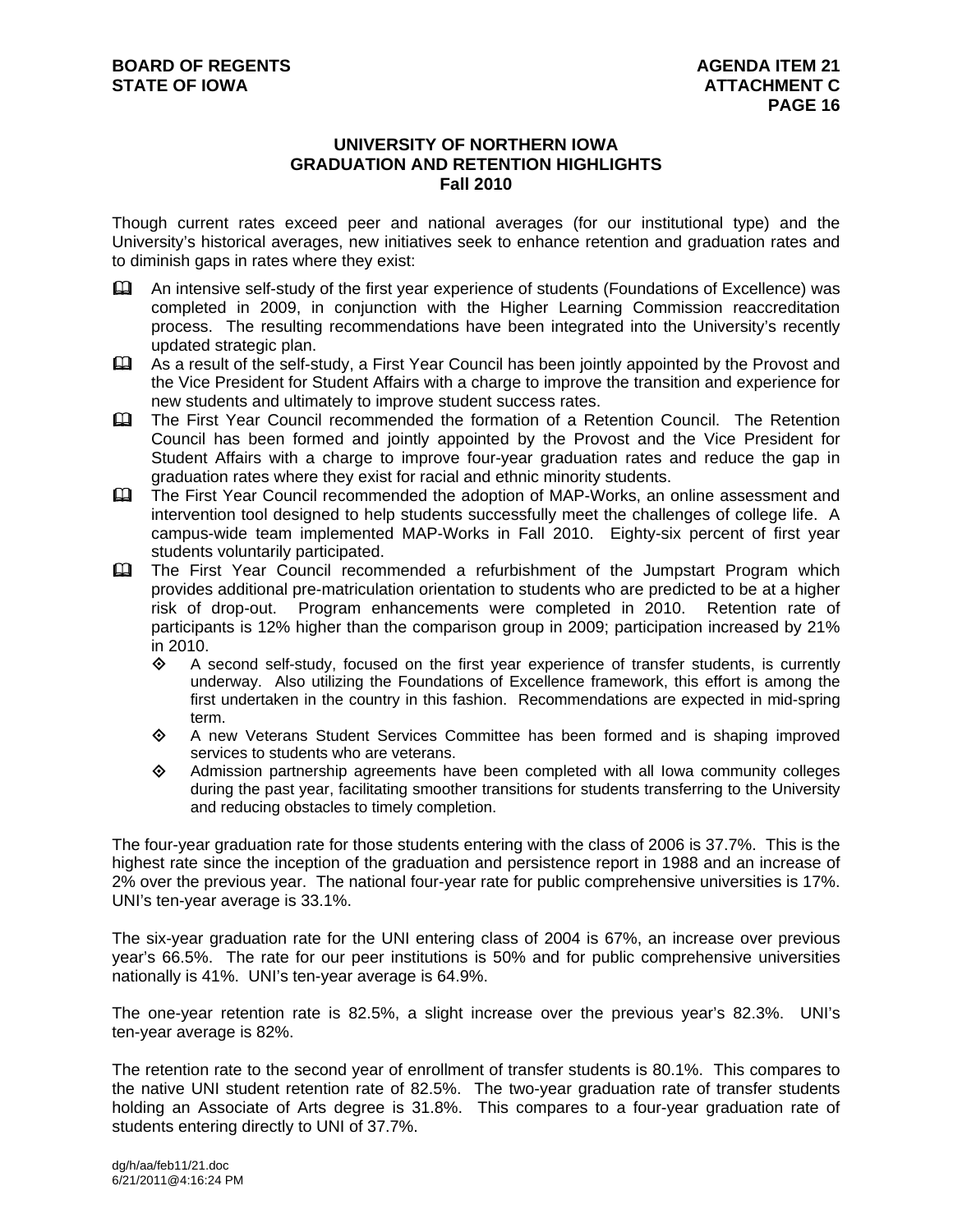# UNIVERSITY OF NORTHERN IOWA
## GRADUATION AND RETENTION HIGHLIGHTS
### Fall 2010

Though current rates exceed peer and national averages (for our institutional type) and the University's historical averages, new initiatives seek to enhance retention and graduation rates and to diminish gaps in rates where they exist:

- An intensive self-study of the first year experience of students (Foundations of Excellence) was completed in 2009, in conjunction with the Higher Learning Commission reaccreditation process. The resulting recommendations have been integrated into the University's recently updated strategic plan.
- As a result of the self-study, a First Year Council has been jointly appointed by the Provost and the Vice President for Student Affairs with a charge to improve the transition and experience for new students and ultimately to improve student success rates.
- The First Year Council recommended the formation of a Retention Council. The Retention Council has been formed and jointly appointed by the Provost and the Vice President for Student Affairs with a charge to improve four-year graduation rates and reduce the gap in graduation rates where they exist for racial and ethnic minority students.
- The First Year Council recommended the adoption of MAP-Works, an online assessment and intervention tool designed to help students successfully meet the challenges of college life. A campus-wide team implemented MAP-Works in Fall 2010. Eighty-six percent of first year students voluntarily participated.
- The First Year Council recommended a refurbishment of the Jumpstart Program which provides additional pre-matriculation orientation to students who are predicted to be at a higher risk of drop-out. Program enhancements were completed in 2010. Retention rate of participants is 12% higher than the comparison group in 2009; participation increased by 21% in 2010.
  - A second self-study, focused on the first year experience of transfer students, is currently underway. Also utilizing the Foundations of Excellence framework, this effort is among the first undertaken in the country in this fashion. Recommendations are expected in mid-spring term.
  - A new Veterans Student Services Committee has been formed and is shaping improved services to students who are veterans.
  - Admission partnership agreements have been completed with all Iowa community colleges during the past year, facilitating smoother transitions for students transferring to the University and reducing obstacles to timely completion.

The four-year graduation rate for those students entering with the class of 2006 is 37.7%. This is the highest rate since the inception of the graduation and persistence report in 1988 and an increase of 2% over the previous year. The national four-year rate for public comprehensive universities is 17%. UNI's ten-year average is 33.1%.

The six-year graduation rate for the UNI entering class of 2004 is 67%, an increase over previous year's 66.5%. The rate for our peer institutions is 50% and for public comprehensive universities nationally is 41%. UNI's ten-year average is 64.9%.

The one-year retention rate is 82.5%, a slight increase over the previous year's 82.3%. UNI's ten-year average is 82%.

The retention rate to the second year of enrollment of transfer students is 80.1%. This compares to the native UNI student retention rate of 82.5%. The two-year graduation rate of transfer students holding an Associate of Arts degree is 31.8%. This compares to a four-year graduation rate of students entering directly to UNI of 37.7%.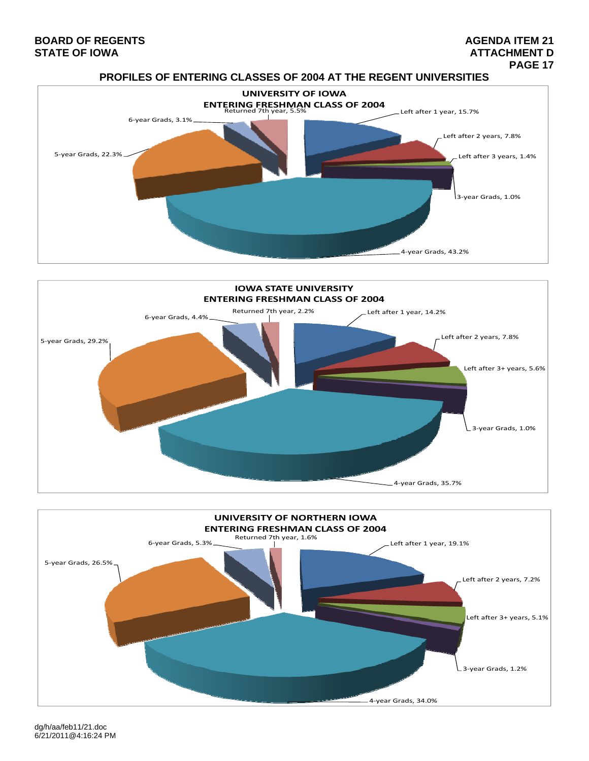BOARD OF REGENTS
STATE OF IOWA

AGENDA ITEM 21
ATTACHMENT D
PAGE 17

## PROFILES OF ENTERING CLASSES OF 2004 AT THE REGENT UNIVERSITIES

### UNIVERSITY OF IOWA
### ENTERING FRESHMAN CLASS OF 2004

- Left after 1 year, 15.7%
- Left after 2 years, 7.8%
- Left after 3 years, 1.4%
- 3-year Grads, 1.0%
- 4-year Grads, 43.2%
- 5-year Grads, 22.3%
- 6-year Grads, 3.1%
- Returned 7th year, 5.5%

### IOWA STATE UNIVERSITY
### ENTERING FRESHMAN CLASS OF 2004

- Left after 1 year, 14.2%
- Left after 2 years, 7.8%
- Left after 3+ years, 5.6%
- 3-year Grads, 1.0%
- 4-year Grads, 35.7%
- 5-year Grads, 29.2%
- 6-year Grads, 4.4%
- Returned 7th year, 2.2%

### UNIVERSITY OF NORTHERN IOWA
### ENTERING FRESHMAN CLASS OF 2004

- Left after 1 year, 19.1%
- Left after 2 years, 7.2%
- Left after 3+ years, 5.1%
- 3-year Grads, 1.2%
- 4-year Grads, 34.0%
- 5-year Grads, 26.5%
- 6-year Grads, 5.3%
- Returned 7th year, 1.6%

dg/h/aa/feb11/21.doc
6/21/2011@4:16:24 PM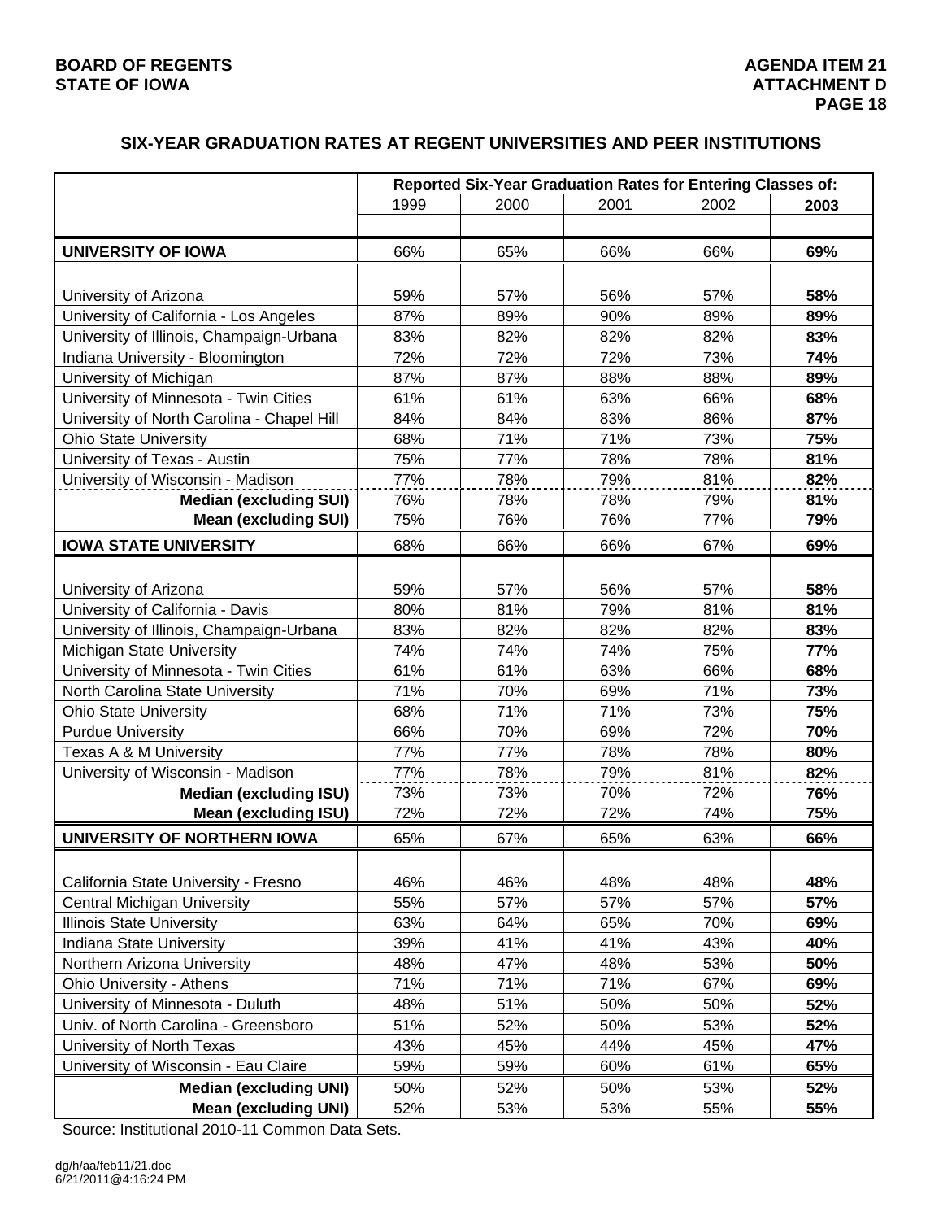**BOARD OF REGENTS**
**STATE OF IOWA**

**AGENDA ITEM 21**
**ATTACHMENT D**

## SIX-YEAR GRADUATION RATES AT REGENT UNIVERSITIES AND PEER INSTITUTIONS

| | Reported Six-Year Graduation Rates for Entering Classes of: | | | | |
|---|---|---|---|---|---|
| | 1999 | 2000 | 2001 | 2002 | **2003** |
| **UNIVERSITY OF IOWA** | 66% | 65% | 66% | 66% | **69%** |
| University of Arizona | 59% | 57% | 56% | 57% | **58%** |
| University of California - Los Angeles | 87% | 89% | 90% | 89% | **89%** |
| University of Illinois, Champaign-Urbana | 83% | 82% | 82% | 82% | **83%** |
| Indiana University - Bloomington | 72% | 72% | 72% | 73% | **74%** |
| University of Michigan | 87% | 87% | 88% | 88% | **89%** |
| University of Minnesota - Twin Cities | 61% | 61% | 63% | 66% | **68%** |
| University of North Carolina - Chapel Hill | 84% | 84% | 83% | 86% | **87%** |
| Ohio State University | 68% | 71% | 71% | 73% | **75%** |
| University of Texas - Austin | 75% | 77% | 78% | 78% | **81%** |
| University of Wisconsin - Madison | 77% | 78% | 79% | 81% | **82%** |
| **Median (excluding SUI)** | 76% | 78% | 78% | 79% | **81%** |
| **Mean (excluding SUI)** | 75% | 76% | 76% | 77% | **79%** |
| **IOWA STATE UNIVERSITY** | 68% | 66% | 66% | 67% | **69%** |
| University of Arizona | 59% | 57% | 56% | 57% | **58%** |
| University of California - Davis | 80% | 81% | 79% | 81% | **81%** |
| University of Illinois, Champaign-Urbana | 83% | 82% | 82% | 82% | **83%** |
| Michigan State University | 74% | 74% | 74% | 75% | **77%** |
| University of Minnesota - Twin Cities | 61% | 61% | 63% | 66% | **68%** |
| North Carolina State University | 71% | 70% | 69% | 71% | **73%** |
| Ohio State University | 68% | 71% | 71% | 73% | **75%** |
| Purdue University | 66% | 70% | 69% | 72% | **70%** |
| Texas A & M University | 77% | 77% | 78% | 78% | **80%** |
| University of Wisconsin - Madison | 77% | 78% | 79% | 81% | **82%** |
| **Median (excluding ISU)** | 73% | 73% | 70% | 72% | **76%** |
| **Mean (excluding ISU)** | 72% | 72% | 72% | 74% | **75%** |
| **UNIVERSITY OF NORTHERN IOWA** | 65% | 67% | 65% | 63% | **66%** |
| California State University - Fresno | 46% | 46% | 48% | 48% | **48%** |
| Central Michigan University | 55% | 57% | 57% | 57% | **57%** |
| Illinois State University | 63% | 64% | 65% | 70% | **69%** |
| Indiana State University | 39% | 41% | 41% | 43% | **40%** |
| Northern Arizona University | 48% | 47% | 48% | 53% | **50%** |
| Ohio University - Athens | 71% | 71% | 71% | 67% | **69%** |
| University of Minnesota - Duluth | 48% | 51% | 50% | 50% | **52%** |
| Univ. of North Carolina - Greensboro | 51% | 52% | 50% | 53% | **52%** |
| University of North Texas | 43% | 45% | 44% | 45% | **47%** |
| University of Wisconsin - Eau Claire | 59% | 59% | 60% | 61% | **65%** |
| **Median (excluding UNI)** | 50% | 52% | 50% | 53% | **52%** |
| **Mean (excluding UNI)** | 52% | 53% | 53% | 55% | **55%** |

Source: Institutional 2010-11 Common Data Sets.

dg/h/aa/feb11/21.doc
6/21/2011@4:16:24 PM